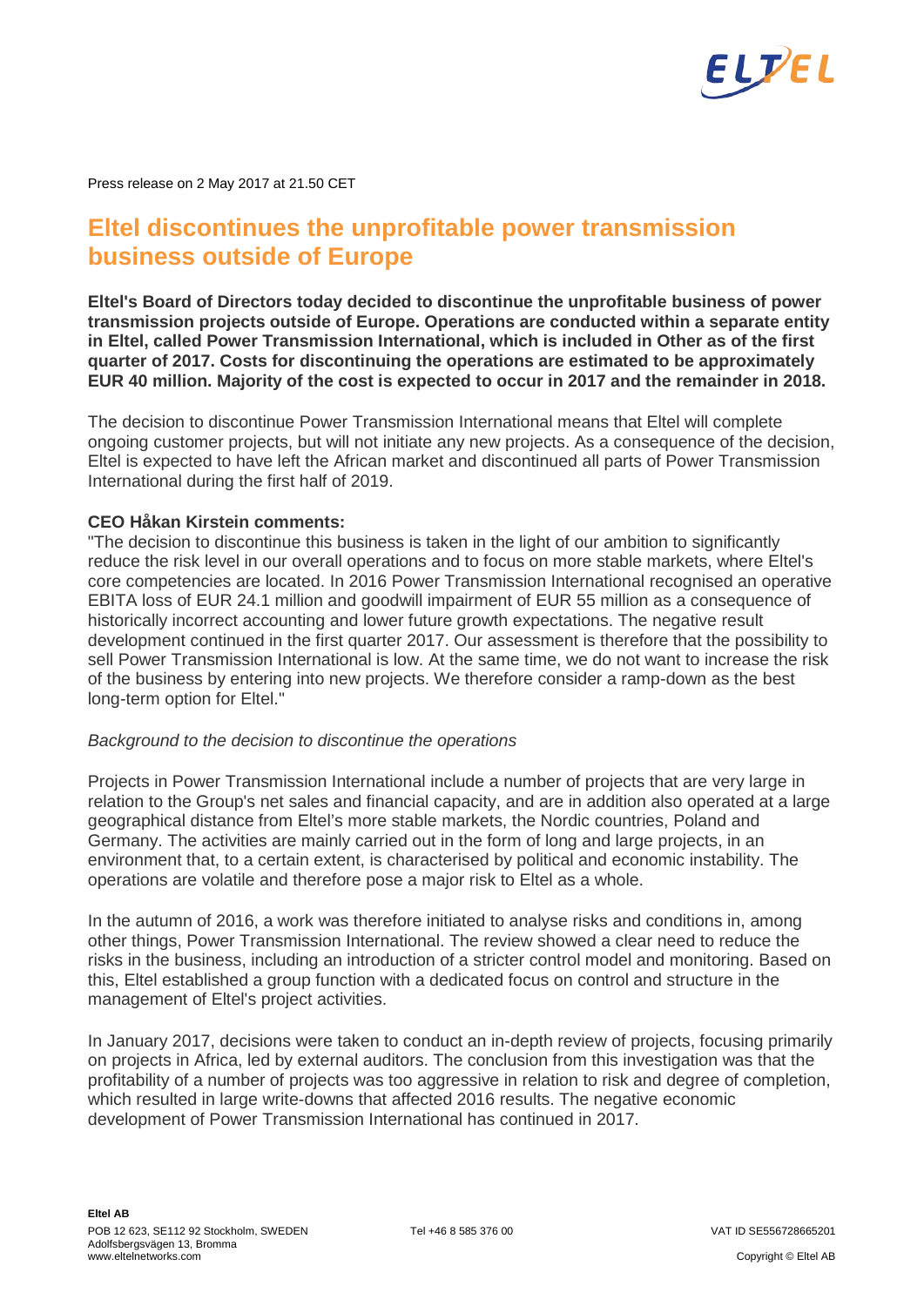Press release on 2 May 2017 at 21.50 CET

# Eltel discontinues the unprofitable power transmission business outside of Europe

**Eltel's Board of Directors today decided to discontinue the unprofitable business of power transmission projects outside of Europe. Operations are conducted within a separate entity in Eltel, called Power Transmission International, which is included in Other as of the first quarter of 2017. Costs for discontinuing the operations are estimated to be approximately EUR 40 million. Majority of the cost is expected to occur in 2017 and the remainder in 2018.**

The decision to discontinue Power Transmission International means that Eltel will complete ongoing customer projects, but will not initiate any new projects. As a consequence of the decision, Eltel is expected to have left the African market and discontinued all parts of Power Transmission International during the first half of 2019.

**CEO Håkan Kirstein comments:**

"The decision to discontinue this business is taken in the light of our ambition to significantly reduce the risk level in our overall operations and to focus on more stable markets, where Eltel's core competencies are located. In 2016 Power Transmission International recognised an operative EBITA loss of EUR 24.1 million and goodwill impairment of EUR 55 million as a consequence of historically incorrect accounting and lower future growth expectations. The negative result development continued in the first quarter 2017. Our assessment is therefore that the possibility to sell Power Transmission International is low. At the same time, we do not want to increase the risk of the business by entering into new projects. We therefore consider a ramp-down as the best long-term option for Eltel."

*Background to the decision to discontinue the operations*

Projects in Power Transmission International include a number of projects that are very large in relation to the Group's net sales and financial capacity, and are in addition also operated at a large geographical distance from Eltel's more stable markets, the Nordic countries, Poland and Germany. The activities are mainly carried out in the form of long and large projects, in an environment that, to a certain extent, is characterised by political and economic instability. The operations are volatile and therefore pose a major risk to Eltel as a whole.

In the autumn of 2016, a work was therefore initiated to analyse risks and conditions in, among other things, Power Transmission International. The review showed a clear need to reduce the risks in the business, including an introduction of a stricter control model and monitoring. Based on this, Eltel established a group function with a dedicated focus on control and structure in the management of Eltel's project activities.

In January 2017, decisions were taken to conduct an in-depth review of projects, focusing primarily on projects in Africa, led by external auditors. The conclusion from this investigation was that the profitability of a number of projects was too aggressive in relation to risk and degree of completion, which resulted in large write-downs that affected 2016 results. The negative economic development of Power Transmission International has continued in 2017.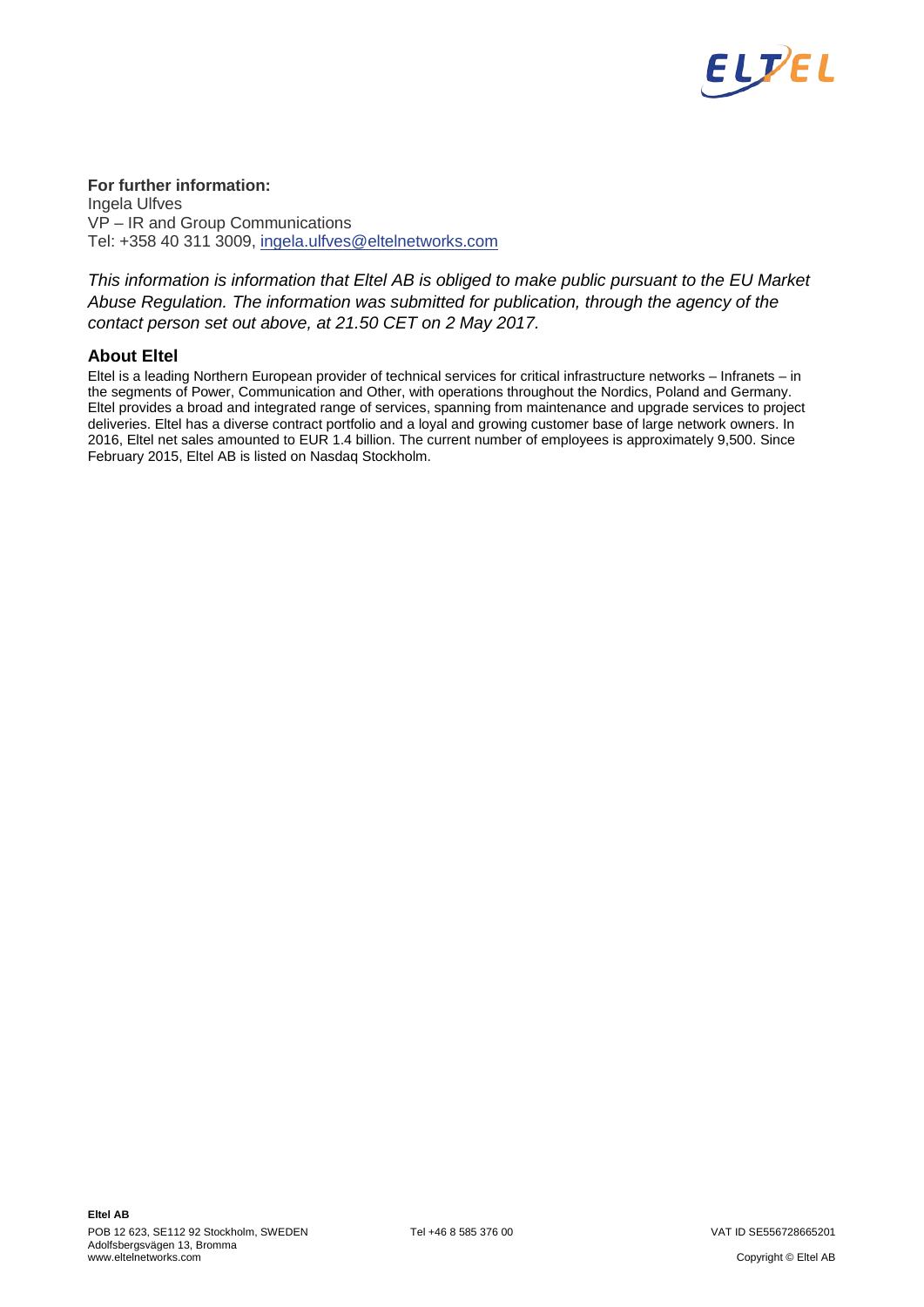**For further information:**
Ingela Ulfves
VP – IR and Group Communications
Tel: +358 40 311 3009, ingela.ulfves@eltelnetworks.com

*This information is information that Eltel AB is obliged to make public pursuant to the EU Market Abuse Regulation. The information was submitted for publication, through the agency of the contact person set out above, at 21.50 CET on 2 May 2017.*

## About Eltel

Eltel is a leading Northern European provider of technical services for critical infrastructure networks – Infranets – in the segments of Power, Communication and Other, with operations throughout the Nordics, Poland and Germany. Eltel provides a broad and integrated range of services, spanning from maintenance and upgrade services to project deliveries. Eltel has a diverse contract portfolio and a loyal and growing customer base of large network owners. In 2016, Eltel net sales amounted to EUR 1.4 billion. The current number of employees is approximately 9,500. Since February 2015, Eltel AB is listed on Nasdaq Stockholm.